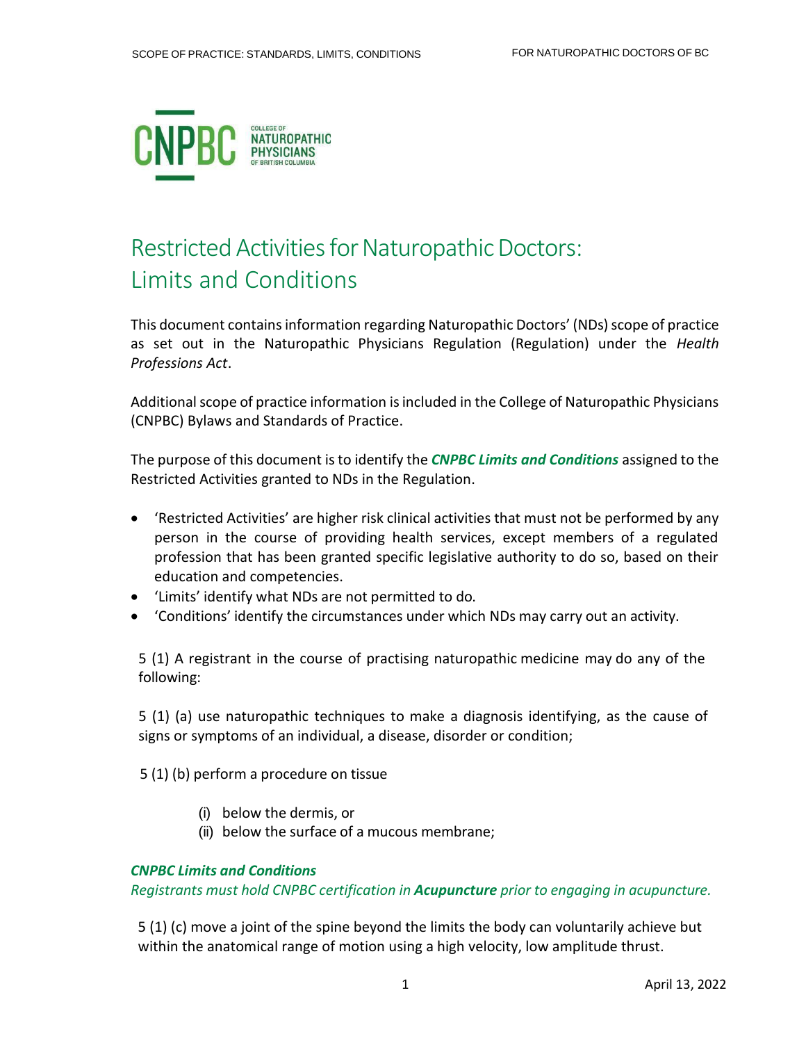# Restricted Activities for Naturopathic Doctors: Limits and Conditions

This document contains information regarding Naturopathic Doctors' (NDs) scope of practice as set out in the Naturopathic Physicians Regulation (Regulation) under the *Health Professions Act*.

Additional scope of practice information is included in the College of Naturopathic Physicians (CNPBC) Bylaws and Standards of Practice.

The purpose of this document is to identify the ***CNPBC Limits and Conditions*** assigned to the Restricted Activities granted to NDs in the Regulation.

- 'Restricted Activities' are higher risk clinical activities that must not be performed by any person in the course of providing health services, except members of a regulated profession that has been granted specific legislative authority to do so, based on their education and competencies.
- 'Limits' identify what NDs are not permitted to do.
- 'Conditions' identify the circumstances under which NDs may carry out an activity.

5 (1) A registrant in the course of practising naturopathic medicine may do any of the following:

5 (1) (a) use naturopathic techniques to make a diagnosis identifying, as the cause of signs or symptoms of an individual, a disease, disorder or condition;

5 (1) (b) perform a procedure on tissue

(i) below the dermis, or
(ii) below the surface of a mucous membrane;

***CNPBC Limits and Conditions***

*Registrants must hold CNPBC certification in **Acupuncture** prior to engaging in acupuncture.*

5 (1) (c) move a joint of the spine beyond the limits the body can voluntarily achieve but within the anatomical range of motion using a high velocity, low amplitude thrust.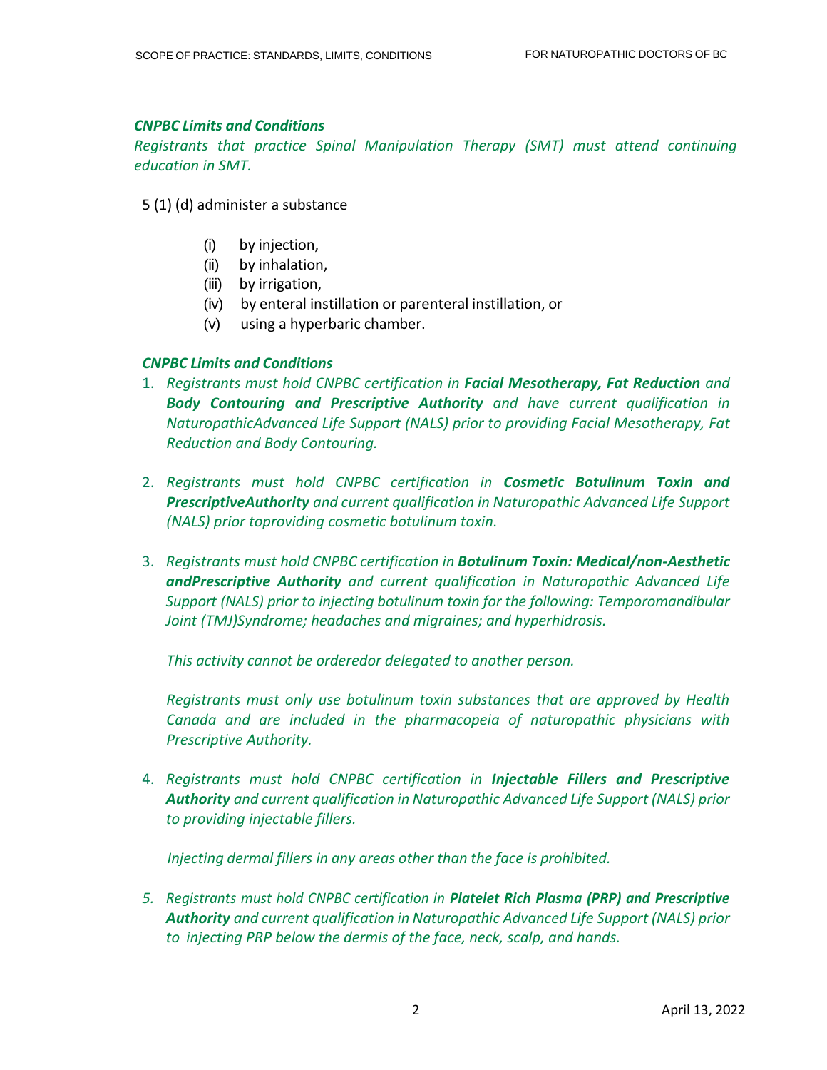***CNPBC Limits and Conditions***

*Registrants that practice Spinal Manipulation Therapy (SMT) must attend continuing education in SMT.*

5 (1) (d) administer a substance

- (i) by injection,
- (ii) by inhalation,
- (iii) by irrigation,
- (iv) by enteral instillation or parenteral instillation, or
- (v) using a hyperbaric chamber.

***CNPBC Limits and Conditions***

1. *Registrants must hold CNPBC certification in **Facial Mesotherapy, Fat Reduction** and **Body Contouring and Prescriptive Authority** and have current qualification in NaturopathicAdvanced Life Support (NALS) prior to providing Facial Mesotherapy, Fat Reduction and Body Contouring.*

2. *Registrants must hold CNPBC certification in **Cosmetic Botulinum Toxin and PrescriptiveAuthority** and current qualification in Naturopathic Advanced Life Support (NALS) prior toproviding cosmetic botulinum toxin.*

3. *Registrants must hold CNPBC certification in **Botulinum Toxin: Medical/non-Aesthetic andPrescriptive Authority** and current qualification in Naturopathic Advanced Life Support (NALS) prior to injecting botulinum toxin for the following: Temporomandibular Joint (TMJ)Syndrome; headaches and migraines; and hyperhidrosis.*

   *This activity cannot be orderedor delegated to another person.*

   *Registrants must only use botulinum toxin substances that are approved by Health Canada and are included in the pharmacopeia of naturopathic physicians with Prescriptive Authority.*

4. *Registrants must hold CNPBC certification in **Injectable Fillers and Prescriptive Authority** and current qualification in Naturopathic Advanced Life Support (NALS) prior to providing injectable fillers.*

   *Injecting dermal fillers in any areas other than the face is prohibited.*

5. *Registrants must hold CNPBC certification in **Platelet Rich Plasma (PRP) and Prescriptive Authority** and current qualification in Naturopathic Advanced Life Support (NALS) prior to injecting PRP below the dermis of the face, neck, scalp, and hands.*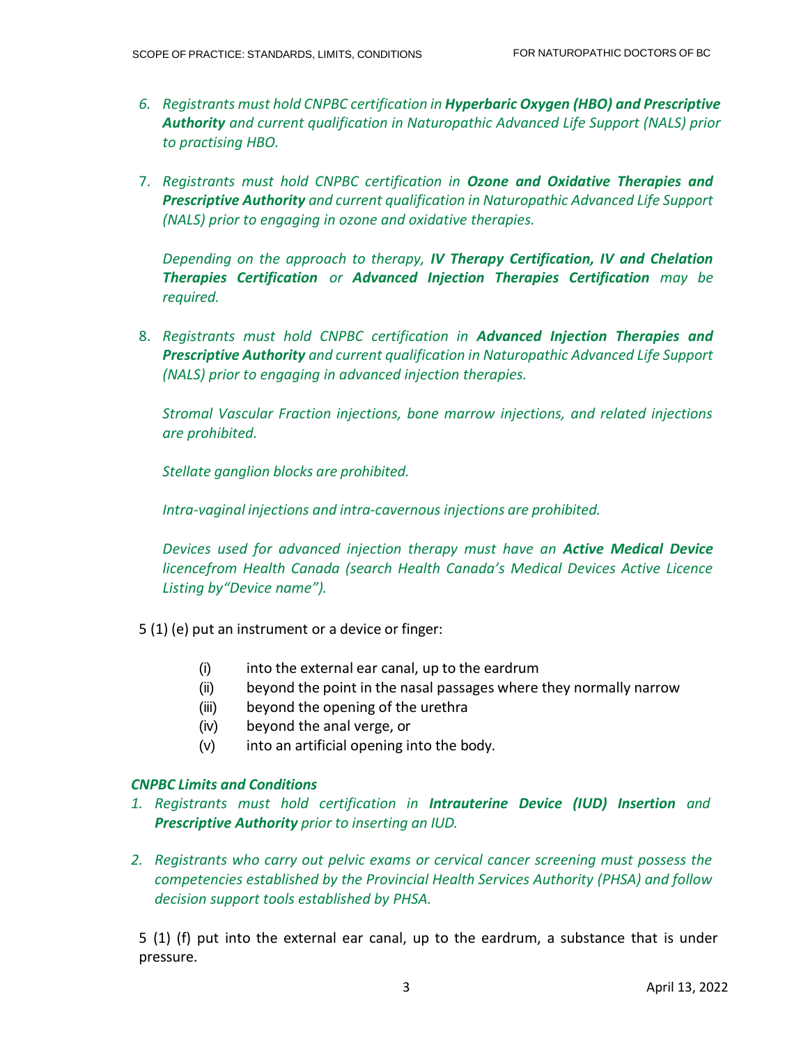6. *Registrants must hold CNPBC certification in **Hyperbaric Oxygen (HBO) and Prescriptive Authority** and current qualification in Naturopathic Advanced Life Support (NALS) prior to practising HBO.*

7. *Registrants must hold CNPBC certification in **Ozone and Oxidative Therapies and Prescriptive Authority** and current qualification in Naturopathic Advanced Life Support (NALS) prior to engaging in ozone and oxidative therapies.*

   *Depending on the approach to therapy, **IV Therapy Certification, IV and Chelation Therapies Certification** or **Advanced Injection Therapies Certification** may be required.*

8. *Registrants must hold CNPBC certification in **Advanced Injection Therapies and Prescriptive Authority** and current qualification in Naturopathic Advanced Life Support (NALS) prior to engaging in advanced injection therapies.*

   *Stromal Vascular Fraction injections, bone marrow injections, and related injections are prohibited.*

   *Stellate ganglion blocks are prohibited.*

   *Intra-vaginal injections and intra-cavernous injections are prohibited.*

   *Devices used for advanced injection therapy must have an **Active Medical Device** licencefrom Health Canada (search Health Canada's Medical Devices Active Licence Listing by"Device name").*

5 (1) (e) put an instrument or a device or finger:

- (i) into the external ear canal, up to the eardrum
- (ii) beyond the point in the nasal passages where they normally narrow
- (iii) beyond the opening of the urethra
- (iv) beyond the anal verge, or
- (v) into an artificial opening into the body.

***CNPBC Limits and Conditions***

1. *Registrants must hold certification in **Intrauterine Device (IUD) Insertion** and **Prescriptive Authority** prior to inserting an IUD.*

2. *Registrants who carry out pelvic exams or cervical cancer screening must possess the competencies established by the Provincial Health Services Authority (PHSA) and follow decision support tools established by PHSA.*

5 (1) (f) put into the external ear canal, up to the eardrum, a substance that is under pressure.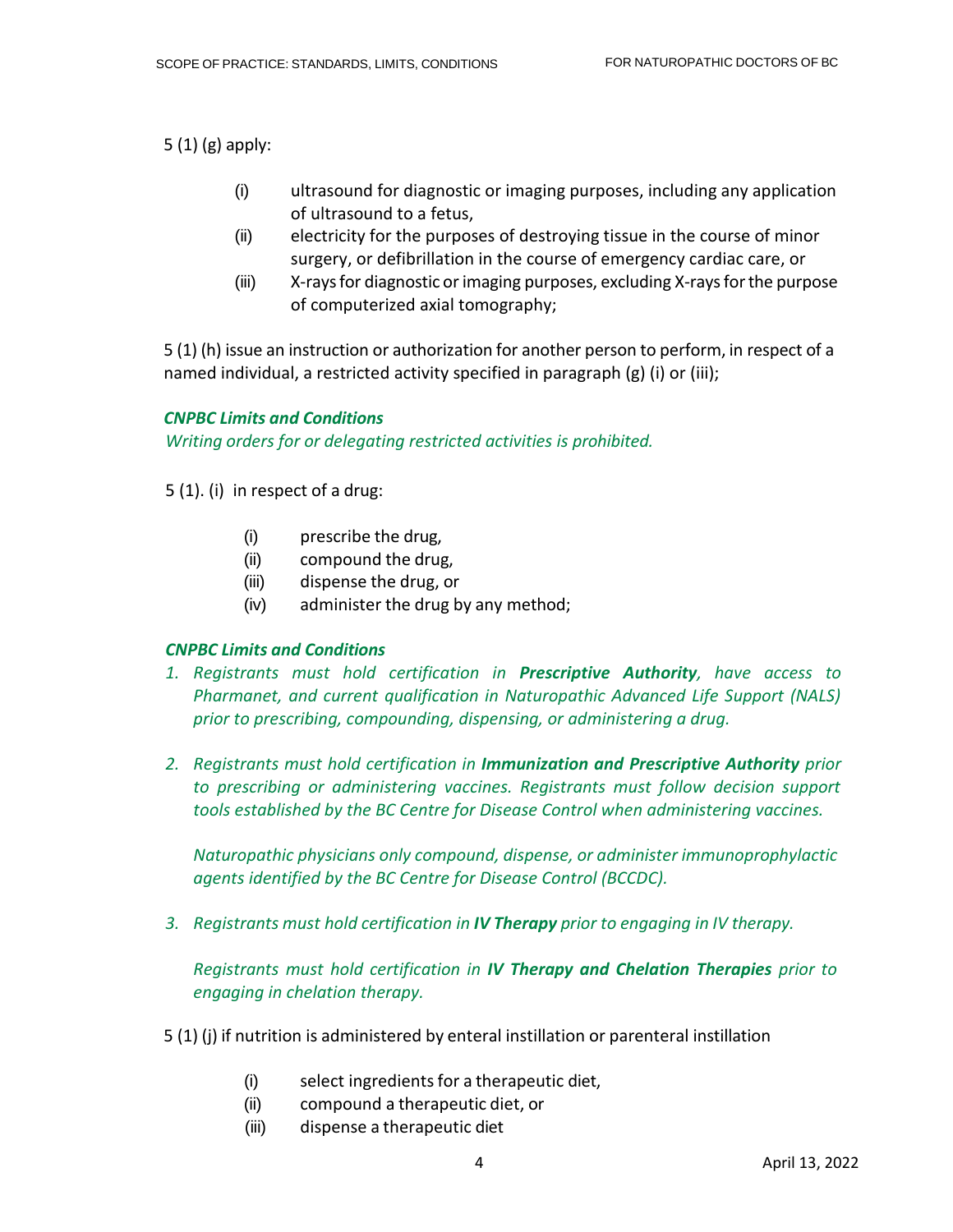5 (1) (g) apply:

(i) ultrasound for diagnostic or imaging purposes, including any application of ultrasound to a fetus,
(ii) electricity for the purposes of destroying tissue in the course of minor surgery, or defibrillation in the course of emergency cardiac care, or
(iii) X-rays for diagnostic or imaging purposes, excluding X-rays for the purpose of computerized axial tomography;

5 (1) (h) issue an instruction or authorization for another person to perform, in respect of a named individual, a restricted activity specified in paragraph (g) (i) or (iii);

***CNPBC Limits and Conditions***

*Writing orders for or delegating restricted activities is prohibited.*

5 (1). (i) in respect of a drug:

(i) prescribe the drug,
(ii) compound the drug,
(iii) dispense the drug, or
(iv) administer the drug by any method;

***CNPBC Limits and Conditions***

1. *Registrants must hold certification in* ***Prescriptive Authority****, have access to Pharmanet, and current qualification in Naturopathic Advanced Life Support (NALS) prior to prescribing, compounding, dispensing, or administering a drug.*

2. *Registrants must hold certification in* ***Immunization and Prescriptive Authority*** *prior to prescribing or administering vaccines. Registrants must follow decision support tools established by the BC Centre for Disease Control when administering vaccines.*

   *Naturopathic physicians only compound, dispense, or administer immunoprophylactic agents identified by the BC Centre for Disease Control (BCCDC).*

3. *Registrants must hold certification in* ***IV Therapy*** *prior to engaging in IV therapy.*

   *Registrants must hold certification in* ***IV Therapy and Chelation Therapies*** *prior to engaging in chelation therapy.*

5 (1) (j) if nutrition is administered by enteral instillation or parenteral instillation

(i) select ingredients for a therapeutic diet,
(ii) compound a therapeutic diet, or
(iii) dispense a therapeutic diet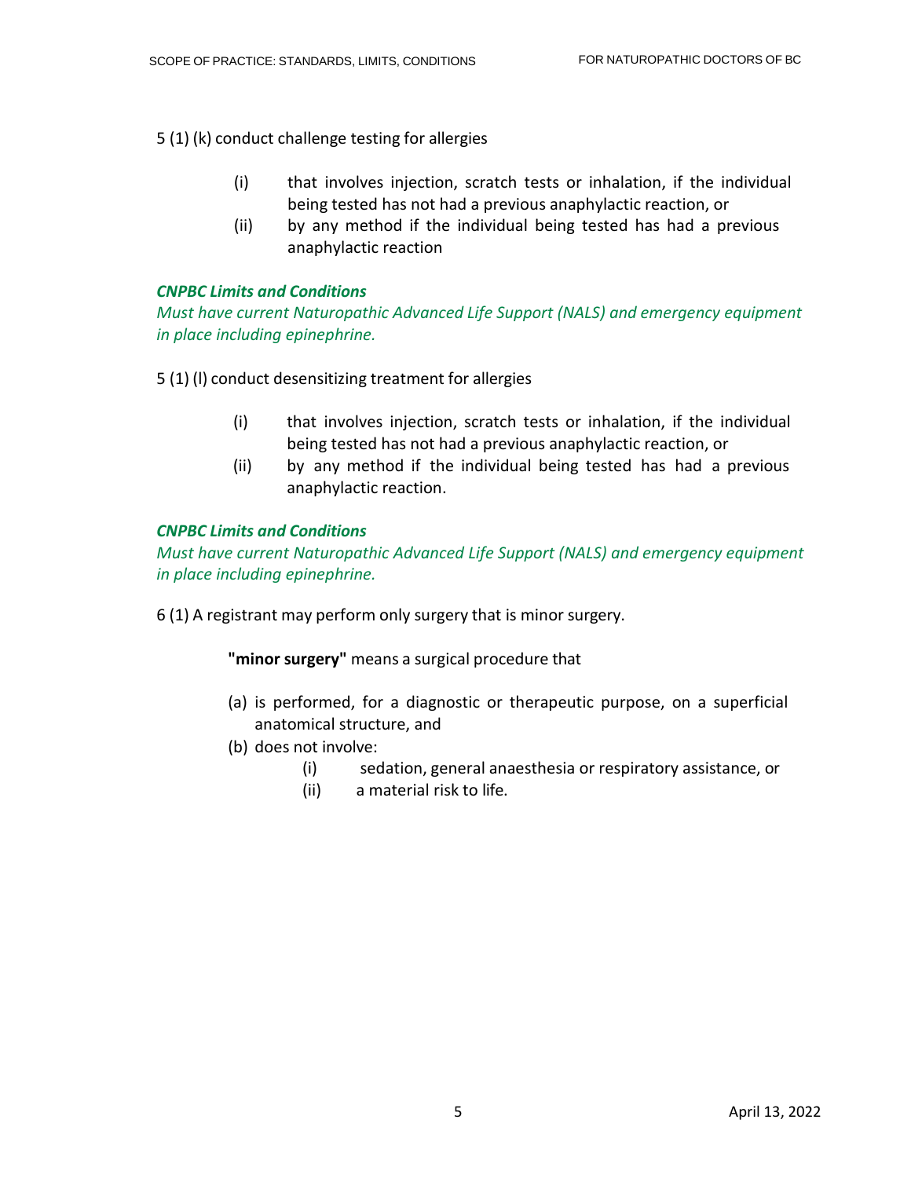5 (1) (k) conduct challenge testing for allergies

- (i) that involves injection, scratch tests or inhalation, if the individual being tested has not had a previous anaphylactic reaction, or
- (ii) by any method if the individual being tested has had a previous anaphylactic reaction

***CNPBC Limits and Conditions***

*Must have current Naturopathic Advanced Life Support (NALS) and emergency equipment in place including epinephrine.*

5 (1) (l) conduct desensitizing treatment for allergies

- (i) that involves injection, scratch tests or inhalation, if the individual being tested has not had a previous anaphylactic reaction, or
- (ii) by any method if the individual being tested has had a previous anaphylactic reaction.

***CNPBC Limits and Conditions***

*Must have current Naturopathic Advanced Life Support (NALS) and emergency equipment in place including epinephrine.*

6 (1) A registrant may perform only surgery that is minor surgery.

**"minor surgery"** means a surgical procedure that

- (a) is performed, for a diagnostic or therapeutic purpose, on a superficial anatomical structure, and
- (b) does not involve:
  - (i) sedation, general anaesthesia or respiratory assistance, or
  - (ii) a material risk to life.